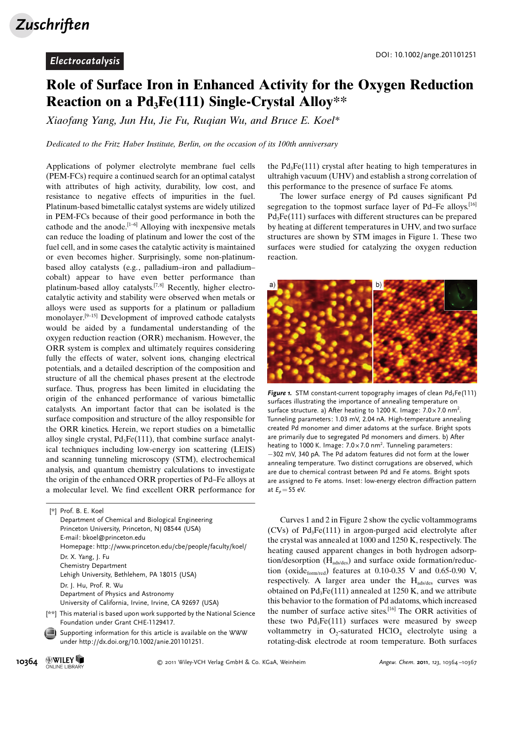Electrocatalysis

DOI: 10.1002/ange.201101251

# Role of Surface Iron in Enhanced Activity for the Oxygen Reduction Reaction on a $Pd_3Fe(111)$ Single-Crystal Alloy**

*Xiaofang Yang, Jun Hu, Jie Fu, Ruqian Wu, and Bruce E. Koel**

*Dedicated to the Fritz Haber Institute, Berlin, on the occasion of its 100th anniversary*

Applications of polymer electrolyte membrane fuel cells (PEM-FCs) require a continued search for an optimal catalyst with attributes of high activity, durability, low cost, and resistance to negative effects of impurities in the fuel. Platinum-based bimetallic catalyst systems are widely utilized in PEM-FCs because of their good performance in both the cathode and the anode.[1–6] Alloying with inexpensive metals can reduce the loading of platinum and lower the cost of the fuel cell, and in some cases the catalytic activity is maintained or even becomes higher. Surprisingly, some non-platinum-based alloy catalysts (e.g., palladium–iron and palladium–cobalt) appear to have even better performance than platinum-based alloy catalysts.[7,8] Recently, higher electrocatalytic activity and stability were observed when metals or alloys were used as supports for a platinum or palladium monolayer.[9–15] Development of improved cathode catalysts would be aided by a fundamental understanding of the oxygen reduction reaction (ORR) mechanism. However, the ORR system is complex and ultimately requires considering fully the effects of water, solvent ions, changing electrical potentials, and a detailed description of the composition and structure of all the chemical phases present at the electrode surface. Thus, progress has been limited in elucidating the origin of the enhanced performance of various bimetallic catalysts. An important factor that can be isolated is the surface composition and structure of the alloy responsible for the ORR kinetics. Herein, we report studies on a bimetallic alloy single crystal, $Pd_3Fe(111)$, that combine surface analytical techniques including low-energy ion scattering (LEIS) and scanning tunneling microscopy (STM), electrochemical analysis, and quantum chemistry calculations to investigate the origin of the enhanced ORR properties of Pd–Fe alloys at a molecular level. We find excellent ORR performance for the $Pd_3Fe(111)$ crystal after heating to high temperatures in ultrahigh vacuum (UHV) and establish a strong correlation of this performance to the presence of surface Fe atoms.

The lower surface energy of Pd causes significant Pd segregation to the topmost surface layer of Pd–Fe alloys.[16] $Pd_3Fe(111)$ surfaces with different structures can be prepared by heating at different temperatures in UHV, and two surface structures are shown by STM images in Figure 1. These two surfaces were studied for catalyzing the oxygen reduction reaction.

***Figure 1.*** STM constant-current topography images of clean $Pd_3Fe(111)$ surfaces illustrating the importance of annealing temperature on surface structure. a) After heating to 1200 K. Image: $7.0\times7.0\ nm^2$. Tunneling parameters: 1.03 mV, 2.04 nA. High-temperature annealing created Pd monomer and dimer adatoms at the surface. Bright spots are primarily due to segregated Pd monomers and dimers. b) After heating to 1000 K. Image: $7.0\times7.0\ nm^2$. Tunneling parameters: −302 mV, 340 pA. The Pd adatom features did not form at the lower annealing temperature. Two distinct corrugations are observed, which are due to chemical contrast between Pd and Fe atoms. Bright spots are assigned to Fe atoms. Inset: low-energy electron diffraction pattern at $E_p = 55$ eV.

Curves 1 and 2 in Figure 2 show the cyclic voltammograms (CVs) of $Pd_3Fe(111)$ in argon-purged acid electrolyte after the crystal was annealed at 1000 and 1250 K, respectively. The heating caused apparent changes in both hydrogen adsorption/desorption ($H_{ads/des}$) and surface oxide formation/reduction ($oxide_{form/red}$) features at 0.10-0.35 V and 0.65-0.90 V, respectively. A larger area under the $H_{ads/des}$ curves was obtained on $Pd_3Fe(111)$ annealed at 1250 K, and we attribute this behavior to the formation of Pd adatoms, which increased the number of surface active sites.[16] The ORR activities of these two $Pd_3Fe(111)$ surfaces were measured by sweep voltammetry in $O_2$-saturated $HClO_4$ electrolyte using a rotating-disk electrode at room temperature. Both surfaces

[*] Prof. B. E. Koel
Department of Chemical and Biological Engineering
Princeton University, Princeton, NJ 08544 (USA)
E-mail: bkoel@princeton.edu
Homepage: http://www.princeton.edu/cbe/people/faculty/koel/

Dr. X. Yang, J. Fu
Chemistry Department
Lehigh University, Bethlehem, PA 18015 (USA)

Dr. J. Hu, Prof. R. Wu
Department of Physics and Astronomy
University of California, Irvine, Irvine, CA 92697 (USA)

[**] This material is based upon work supported by the National Science Foundation under Grant CHE-1129417.

Supporting information for this article is available on the WWW under http://dx.doi.org/10.1002/anie.201101251.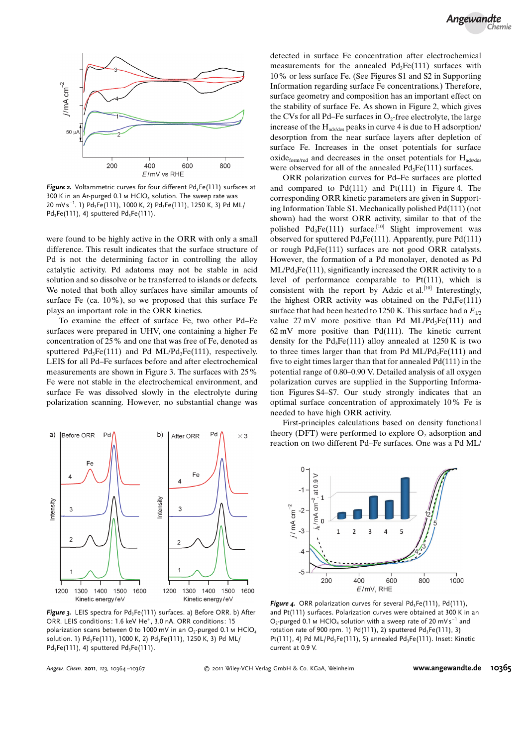*Figure 2.* Voltammetric curves for four different $Pd_3Fe(111)$ surfaces at 300 K in an Ar-purged 0.1 M $HClO_4$ solution. The sweep rate was 20 $mV s^{-1}$. 1) $Pd_3Fe(111)$, 1000 K, 2) $Pd_3Fe(111)$, 1250 K, 3) Pd ML/$Pd_3Fe(111)$, 4) sputtered $Pd_3Fe(111)$.

were found to be highly active in the ORR with only a small difference. This result indicates that the surface structure of Pd is not the determining factor in controlling the alloy catalytic activity. Pd adatoms may not be stable in acid solution and so dissolve or be transferred to islands or defects. We noted that both alloy surfaces have similar amounts of surface Fe (ca. 10%), so we proposed that this surface Fe plays an important role in the ORR kinetics.

To examine the effect of surface Fe, two other Pd–Fe surfaces were prepared in UHV, one containing a higher Fe concentration of 25% and one that was free of Fe, denoted as sputtered $Pd_3Fe(111)$ and Pd ML/$Pd_3Fe(111)$, respectively. LEIS for all Pd–Fe surfaces before and after electrochemical measurements are shown in Figure 3. The surfaces with 25% Fe were not stable in the electrochemical environment, and surface Fe was dissolved slowly in the electrolyte during polarization scanning. However, no substantial change was detected in surface Fe concentration after electrochemical measurements for the annealed $Pd_3Fe(111)$ surfaces with 10% or less surface Fe. (See Figures S1 and S2 in Supporting Information regarding surface Fe concentrations.) Therefore, surface geometry and composition has an important effect on the stability of surface Fe. As shown in Figure 2, which gives the CVs for all Pd–Fe surfaces in $O_2$-free electrolyte, the large increase of the $H_{ads/des}$ peaks in curve 4 is due to H adsorption/desorption from the near surface layers after depletion of surface Fe. Increases in the onset potentials for surface $oxide_{form/red}$ and decreases in the onset potentials for $H_{ads/des}$ were observed for all of the annealed $Pd_3Fe(111)$ surfaces.

ORR polarization curves for Pd–Fe surfaces are plotted and compared to Pd(111) and Pt(111) in Figure 4. The corresponding ORR kinetic parameters are given in Supporting Information Table S1. Mechanically polished Pd(111) (not shown) had the worst ORR activity, similar to that of the polished $Pd_3Fe(111)$ surface.[10] Slight improvement was observed for sputtered $Pd_3Fe(111)$. Apparently, pure Pd(111) or rough $Pd_3Fe(111)$ surfaces are not good ORR catalysts. However, the formation of a Pd monolayer, denoted as Pd ML/$Pd_3Fe(111)$, significantly increased the ORR activity to a level of performance comparable to Pt(111), which is consistent with the report by Adzic et al.[10] Interestingly, the highest ORR activity was obtained on the $Pd_3Fe(111)$ surface that had been heated to 1250 K. This surface had a $E_{1/2}$ value 27 mV more positive than Pd ML/$Pd_3Fe(111)$ and 62 mV more positive than Pd(111). The kinetic current density for the $Pd_3Fe(111)$ alloy annealed at 1250 K is two to three times larger than that from Pd ML/$Pd_3Fe(111)$ and five to eight times larger than that for annealed Pd(111) in the potential range of 0.80–0.90 V. Detailed analysis of all oxygen polarization curves are supplied in the Supporting Information Figures S4–S7. Our study strongly indicates that an optimal surface concentration of approximately 10% Fe is needed to have high ORR activity.

First-principles calculations based on density functional theory (DFT) were performed to explore $O_2$ adsorption and reaction on two different Pd–Fe surfaces. One was a Pd ML/

*Figure 3.* LEIS spectra for $Pd_3Fe(111)$ surfaces. a) Before ORR. b) After ORR. LEIS conditions: 1.6 keV $He^+$, 3.0 nA. ORR conditions: 15 polarization scans between 0 to 1000 mV in an $O_2$-purged 0.1 M $HClO_4$ solution. 1) $Pd_3Fe(111)$, 1000 K, 2) $Pd_3Fe(111)$, 1250 K, 3) Pd ML/$Pd_3Fe(111)$, 4) sputtered $Pd_3Fe(111)$.

*Figure 4.* ORR polarization curves for several $Pd_3Fe(111)$, Pd(111), and Pt(111) surfaces. Polarization curves were obtained at 300 K in an $O_2$-purged 0.1 M $HClO_4$ solution with a sweep rate of 20 $mV s^{-1}$ and rotation rate of 900 rpm. 1) Pd(111), 2) sputtered $Pd_3Fe(111)$, 3) Pt(111), 4) Pd ML/$Pd_3Fe(111)$, 5) annealed $Pd_3Fe(111)$. Inset: Kinetic current at 0.9 V.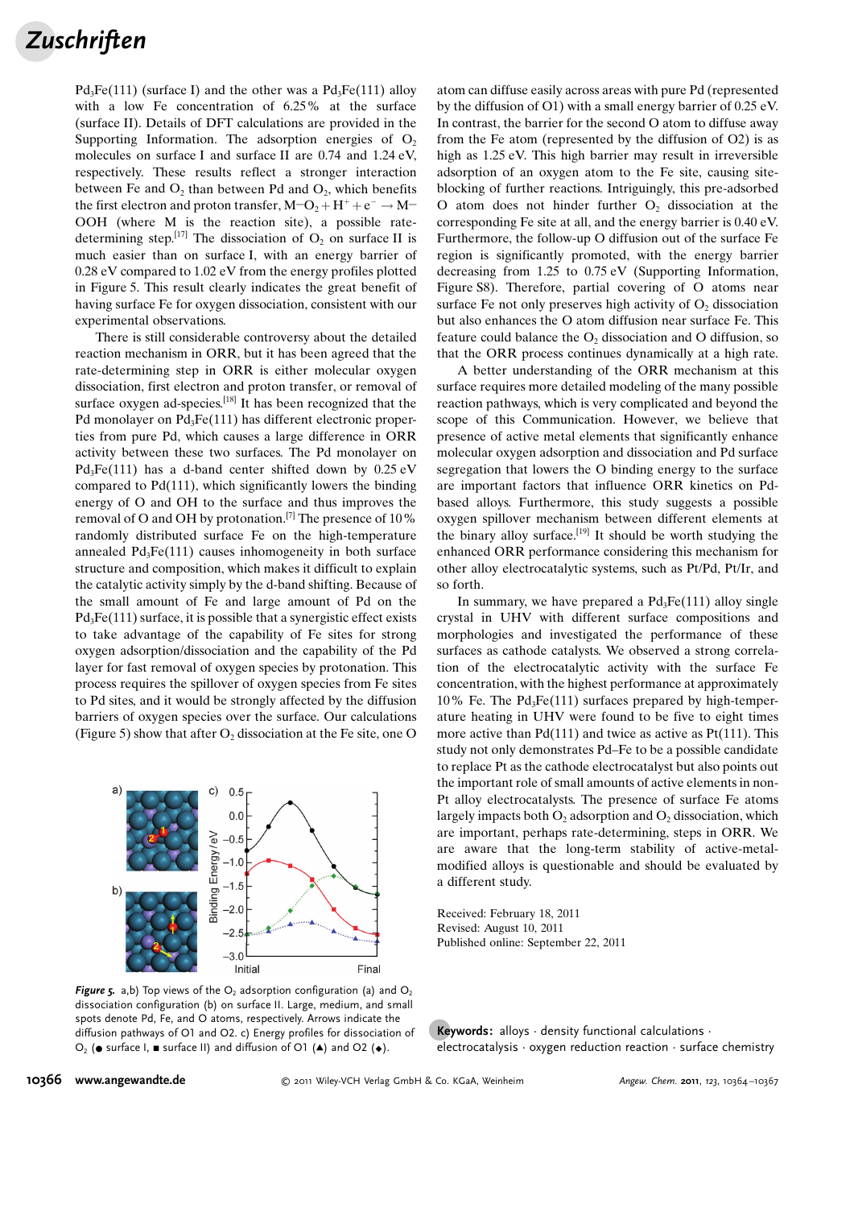$Pd_3Fe(111)$ (surface I) and the other was a $Pd_3Fe(111)$ alloy with a low Fe concentration of 6.25% at the surface (surface II). Details of DFT calculations are provided in the Supporting Information. The adsorption energies of $O_2$ molecules on surface I and surface II are 0.74 and 1.24 eV, respectively. These results reflect a stronger interaction between Fe and $O_2$ than between Pd and $O_2$, which benefits the first electron and proton transfer, $M{-}O_2 + H^+ + e^- \rightarrow M{-}OOH$ (where M is the reaction site), a possible rate-determining step.[17] The dissociation of $O_2$ on surface II is much easier than on surface I, with an energy barrier of 0.28 eV compared to 1.02 eV from the energy profiles plotted in Figure 5. This result clearly indicates the great benefit of having surface Fe for oxygen dissociation, consistent with our experimental observations.

There is still considerable controversy about the detailed reaction mechanism in ORR, but it has been agreed that the rate-determining step in ORR is either molecular oxygen dissociation, first electron and proton transfer, or removal of surface oxygen ad-species.[18] It has been recognized that the Pd monolayer on $Pd_3Fe(111)$ has different electronic properties from pure Pd, which causes a large difference in ORR activity between these two surfaces. The Pd monolayer on $Pd_3Fe(111)$ has a d-band center shifted down by 0.25 eV compared to Pd(111), which significantly lowers the binding energy of O and OH to the surface and thus improves the removal of O and OH by protonation.[7] The presence of 10% randomly distributed surface Fe on the high-temperature annealed $Pd_3Fe(111)$ causes inhomogeneity in both surface structure and composition, which makes it difficult to explain the catalytic activity simply by the d-band shifting. Because of the small amount of Fe and large amount of Pd on the $Pd_3Fe(111)$ surface, it is possible that a synergistic effect exists to take advantage of the capability of Fe sites for strong oxygen adsorption/dissociation and the capability of the Pd layer for fast removal of oxygen species by protonation. This process requires the spillover of oxygen species from Fe sites to Pd sites, and it would be strongly affected by the diffusion barriers of oxygen species over the surface. Our calculations (Figure 5) show that after $O_2$ dissociation at the Fe site, one O atom can diffuse easily across areas with pure Pd (represented by the diffusion of O1) with a small energy barrier of 0.25 eV. In contrast, the barrier for the second O atom to diffuse away from the Fe atom (represented by the diffusion of O2) is as high as 1.25 eV. This high barrier may result in irreversible adsorption of an oxygen atom to the Fe site, causing site-blocking of further reactions. Intriguingly, this pre-adsorbed O atom does not hinder further $O_2$ dissociation at the corresponding Fe site at all, and the energy barrier is 0.40 eV. Furthermore, the follow-up O diffusion out of the surface Fe region is significantly promoted, with the energy barrier decreasing from 1.25 to 0.75 eV (Supporting Information, Figure S8). Therefore, partial covering of O atoms near surface Fe not only preserves high activity of $O_2$ dissociation but also enhances the O atom diffusion near surface Fe. This feature could balance the $O_2$ dissociation and O diffusion, so that the ORR process continues dynamically at a high rate.

A better understanding of the ORR mechanism at this surface requires more detailed modeling of the many possible reaction pathways, which is very complicated and beyond the scope of this Communication. However, we believe that presence of active metal elements that significantly enhance molecular oxygen adsorption and dissociation and Pd surface segregation that lowers the O binding energy to the surface are important factors that influence ORR kinetics on Pd-based alloys. Furthermore, this study suggests a possible oxygen spillover mechanism between different elements at the binary alloy surface.[19] It should be worth studying the enhanced ORR performance considering this mechanism for other alloy electrocatalytic systems, such as Pt/Pd, Pt/Ir, and so forth.

In summary, we have prepared a $Pd_3Fe(111)$ alloy single crystal in UHV with different surface compositions and morphologies and investigated the performance of these surfaces as cathode catalysts. We observed a strong correlation of the electrocatalytic activity with the surface Fe concentration, with the highest performance at approximately 10% Fe. The $Pd_3Fe(111)$ surfaces prepared by high-temperature heating in UHV were found to be five to eight times more active than Pd(111) and twice as active as Pt(111). This study not only demonstrates Pd–Fe to be a possible candidate to replace Pt as the cathode electrocatalyst but also points out the important role of small amounts of active elements in non-Pt alloy electrocatalysts. The presence of surface Fe atoms largely impacts both $O_2$ adsorption and $O_2$ dissociation, which are important, perhaps rate-determining, steps in ORR. We are aware that the long-term stability of active-metal-modified alloys is questionable and should be evaluated by a different study.

**Figure 5.** a,b) Top views of the $O_2$ adsorption configuration (a) and $O_2$ dissociation configuration (b) on surface II. Large, medium, and small spots denote Pd, Fe, and O atoms, respectively. Arrows indicate the diffusion pathways of O1 and O2. c) Energy profiles for dissociation of $O_2$ (● surface I, ■ surface II) and diffusion of O1 (▲) and O2 (◆).

Received: February 18, 2011
Revised: August 10, 2011
Published online: September 22, 2011

**Keywords:** alloys · density functional calculations · electrocatalysis · oxygen reduction reaction · surface chemistry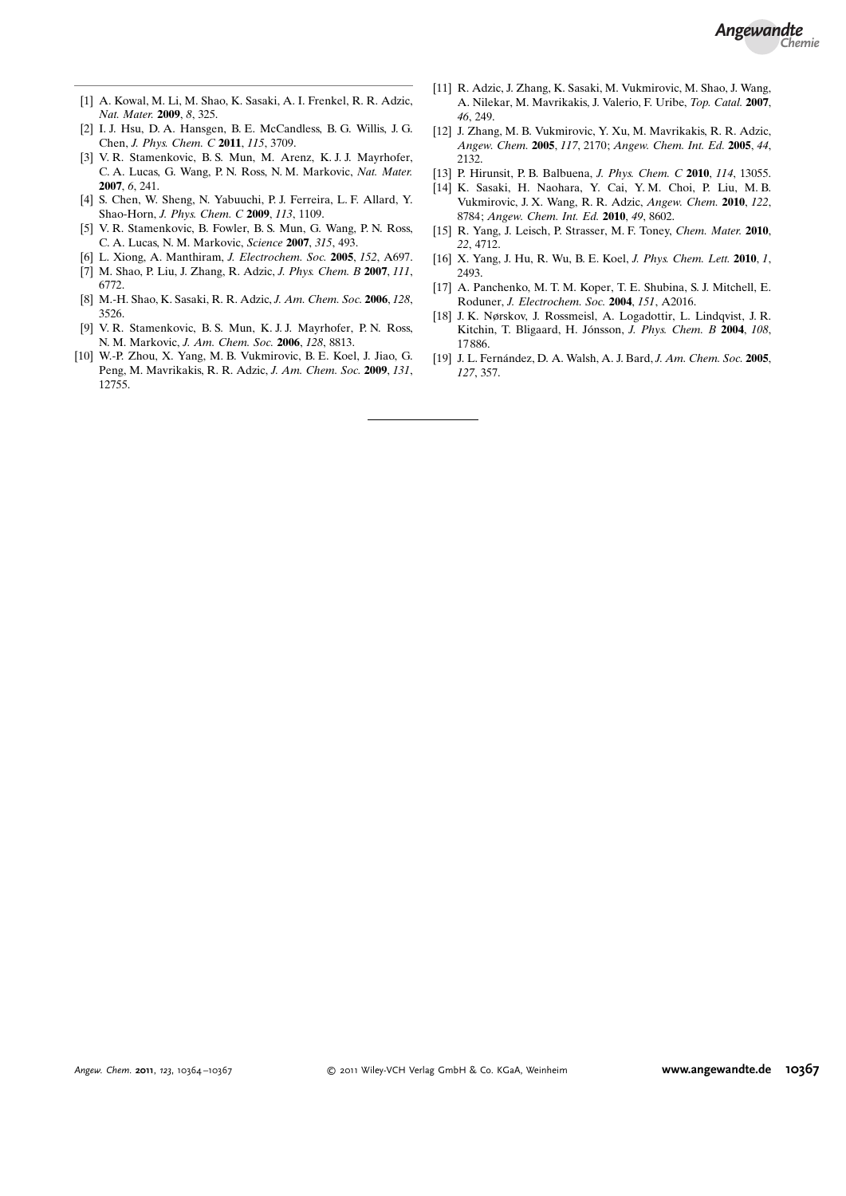[1] A. Kowal, M. Li, M. Shao, K. Sasaki, A. I. Frenkel, R. R. Adzic, *Nat. Mater.* **2009**, *8*, 325.

[2] I. J. Hsu, D. A. Hansgen, B. E. McCandless, B. G. Willis, J. G. Chen, *J. Phys. Chem. C* **2011**, *115*, 3709.

[3] V. R. Stamenkovic, B. S. Mun, M. Arenz, K. J. J. Mayrhofer, C. A. Lucas, G. Wang, P. N. Ross, N. M. Markovic, *Nat. Mater.* **2007**, *6*, 241.

[4] S. Chen, W. Sheng, N. Yabuuchi, P. J. Ferreira, L. F. Allard, Y. Shao-Horn, *J. Phys. Chem. C* **2009**, *113*, 1109.

[5] V. R. Stamenkovic, B. Fowler, B. S. Mun, G. Wang, P. N. Ross, C. A. Lucas, N. M. Markovic, *Science* **2007**, *315*, 493.

[6] L. Xiong, A. Manthiram, *J. Electrochem. Soc.* **2005**, *152*, A697.

[7] M. Shao, P. Liu, J. Zhang, R. Adzic, *J. Phys. Chem. B* **2007**, *111*, 6772.

[8] M.-H. Shao, K. Sasaki, R. R. Adzic, *J. Am. Chem. Soc.* **2006**, *128*, 3526.

[9] V. R. Stamenkovic, B. S. Mun, K. J. J. Mayrhofer, P. N. Ross, N. M. Markovic, *J. Am. Chem. Soc.* **2006**, *128*, 8813.

[10] W.-P. Zhou, X. Yang, M. B. Vukmirovic, B. E. Koel, J. Jiao, G. Peng, M. Mavrikakis, R. R. Adzic, *J. Am. Chem. Soc.* **2009**, *131*, 12755.

[11] R. Adzic, J. Zhang, K. Sasaki, M. Vukmirovic, M. Shao, J. Wang, A. Nilekar, M. Mavrikakis, J. Valerio, F. Uribe, *Top. Catal.* **2007**, *46*, 249.

[12] J. Zhang, M. B. Vukmirovic, Y. Xu, M. Mavrikakis, R. R. Adzic, *Angew. Chem.* **2005**, *117*, 2170; *Angew. Chem. Int. Ed.* **2005**, *44*, 2132.

[13] P. Hirunsit, P. B. Balbuena, *J. Phys. Chem. C* **2010**, *114*, 13055.

[14] K. Sasaki, H. Naohara, Y. Cai, Y. M. Choi, P. Liu, M. B. Vukmirovic, J. X. Wang, R. R. Adzic, *Angew. Chem.* **2010**, *122*, 8784; *Angew. Chem. Int. Ed.* **2010**, *49*, 8602.

[15] R. Yang, J. Leisch, P. Strasser, M. F. Toney, *Chem. Mater.* **2010**, *22*, 4712.

[16] X. Yang, J. Hu, R. Wu, B. E. Koel, *J. Phys. Chem. Lett.* **2010**, *1*, 2493.

[17] A. Panchenko, M. T. M. Koper, T. E. Shubina, S. J. Mitchell, E. Roduner, *J. Electrochem. Soc.* **2004**, *151*, A2016.

[18] J. K. Nørskov, J. Rossmeisl, A. Logadottir, L. Lindqvist, J. R. Kitchin, T. Bligaard, H. Jónsson, *J. Phys. Chem. B* **2004**, *108*, 17886.

[19] J. L. Fernández, D. A. Walsh, A. J. Bard, *J. Am. Chem. Soc.* **2005**, *127*, 357.